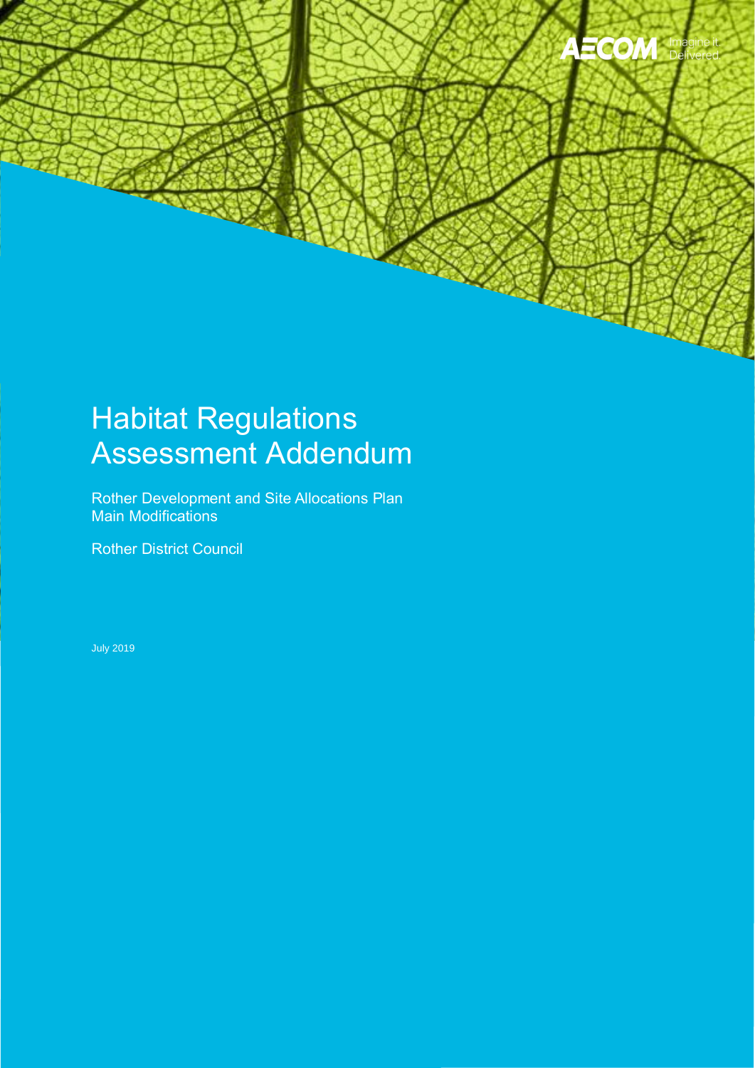AECOM Imagine it. Delivered

# Habitat Regulations Assessment Addendum

Rother Development and Site Allocations Plan Main Modifications

Rother District Council

July 2019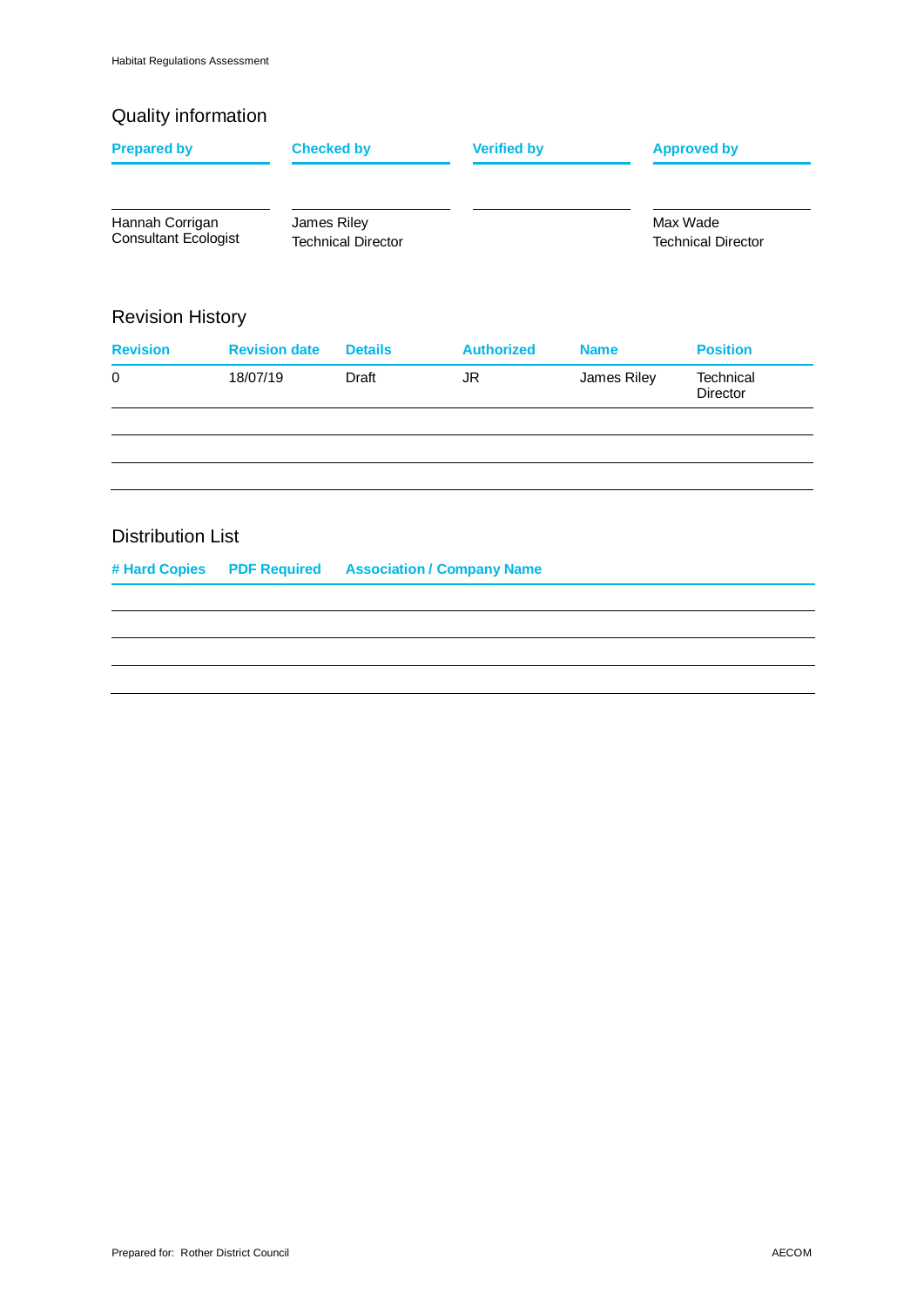## Quality information

| Prepared by | Checked by | Verified by | Approved by |
|---|---|---|---|
| Hannah Corrigan<br>Consultant Ecologist | James Riley<br>Technical Director | | Max Wade<br>Technical Director |

## Revision History

| Revision | Revision date | Details | Authorized | Name | Position |
|---|---|---|---|---|---|
| 0 | 18/07/19 | Draft | JR | James Riley | Technical Director |
| | | | | | |
| | | | | | |
| | | | | | |

## Distribution List

| # Hard Copies | PDF Required | Association / Company Name |
|---|---|---|
| | | |
| | | |
| | | |
| | | |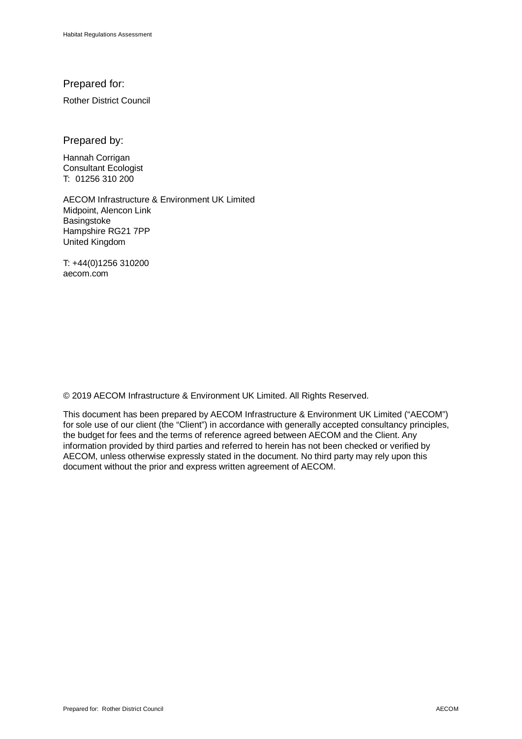Prepared for:

Rother District Council

Prepared by:

Hannah Corrigan
Consultant Ecologist
T: 01256 310 200

AECOM Infrastructure & Environment UK Limited
Midpoint, Alencon Link
Basingstoke
Hampshire RG21 7PP
United Kingdom

T: +44(0)1256 310200
aecom.com

© 2019 AECOM Infrastructure & Environment UK Limited. All Rights Reserved.

This document has been prepared by AECOM Infrastructure & Environment UK Limited ("AECOM") for sole use of our client (the "Client") in accordance with generally accepted consultancy principles, the budget for fees and the terms of reference agreed between AECOM and the Client. Any information provided by third parties and referred to herein has not been checked or verified by AECOM, unless otherwise expressly stated in the document. No third party may rely upon this document without the prior and express written agreement of AECOM.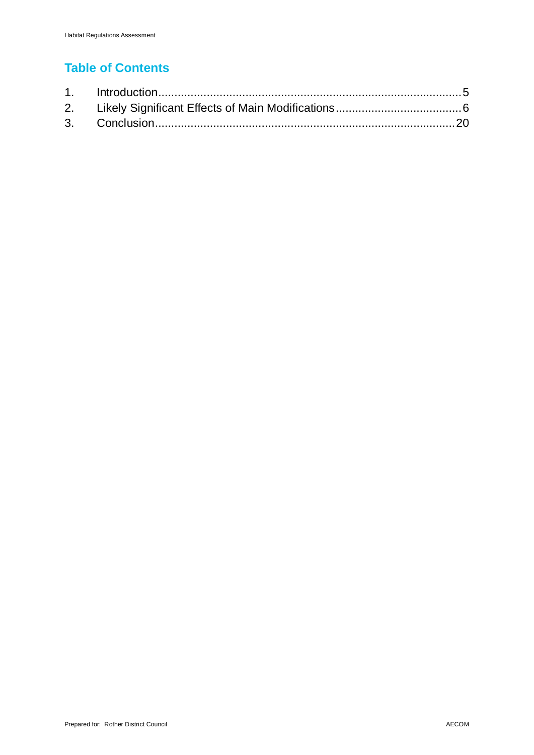## Table of Contents

1. Introduction ........................................................................................ 5
2. Likely Significant Effects of Main Modifications ........................................ 6
3. Conclusion ........................................................................................ 20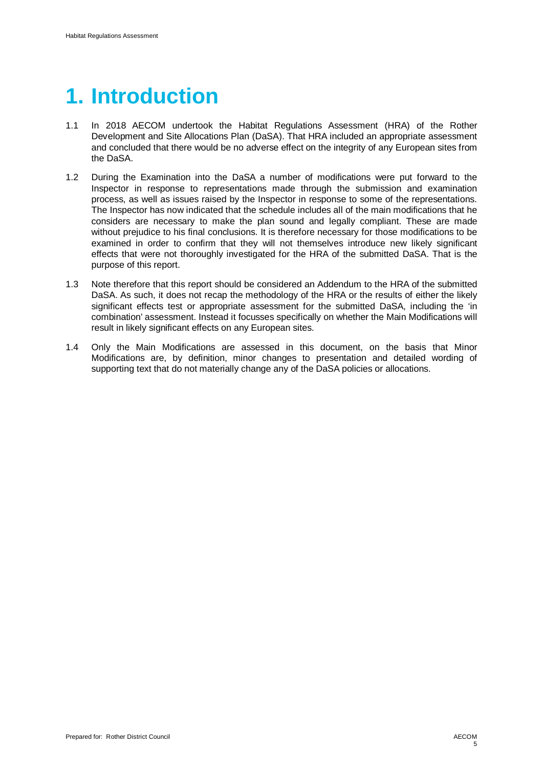# 1. Introduction

1.1 In 2018 AECOM undertook the Habitat Regulations Assessment (HRA) of the Rother Development and Site Allocations Plan (DaSA). That HRA included an appropriate assessment and concluded that there would be no adverse effect on the integrity of any European sites from the DaSA.

1.2 During the Examination into the DaSA a number of modifications were put forward to the Inspector in response to representations made through the submission and examination process, as well as issues raised by the Inspector in response to some of the representations. The Inspector has now indicated that the schedule includes all of the main modifications that he considers are necessary to make the plan sound and legally compliant. These are made without prejudice to his final conclusions. It is therefore necessary for those modifications to be examined in order to confirm that they will not themselves introduce new likely significant effects that were not thoroughly investigated for the HRA of the submitted DaSA. That is the purpose of this report.

1.3 Note therefore that this report should be considered an Addendum to the HRA of the submitted DaSA. As such, it does not recap the methodology of the HRA or the results of either the likely significant effects test or appropriate assessment for the submitted DaSA, including the 'in combination' assessment. Instead it focusses specifically on whether the Main Modifications will result in likely significant effects on any European sites.

1.4 Only the Main Modifications are assessed in this document, on the basis that Minor Modifications are, by definition, minor changes to presentation and detailed wording of supporting text that do not materially change any of the DaSA policies or allocations.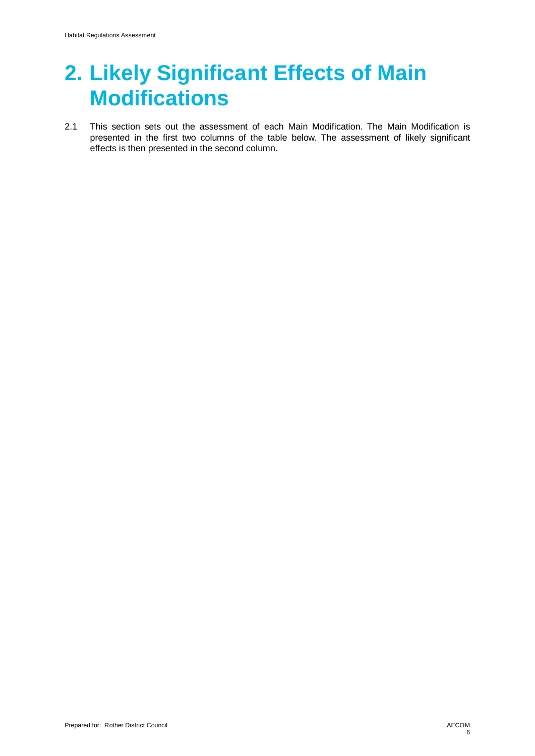# 2. Likely Significant Effects of Main Modifications

2.1 This section sets out the assessment of each Main Modification. The Main Modification is presented in the first two columns of the table below. The assessment of likely significant effects is then presented in the second column.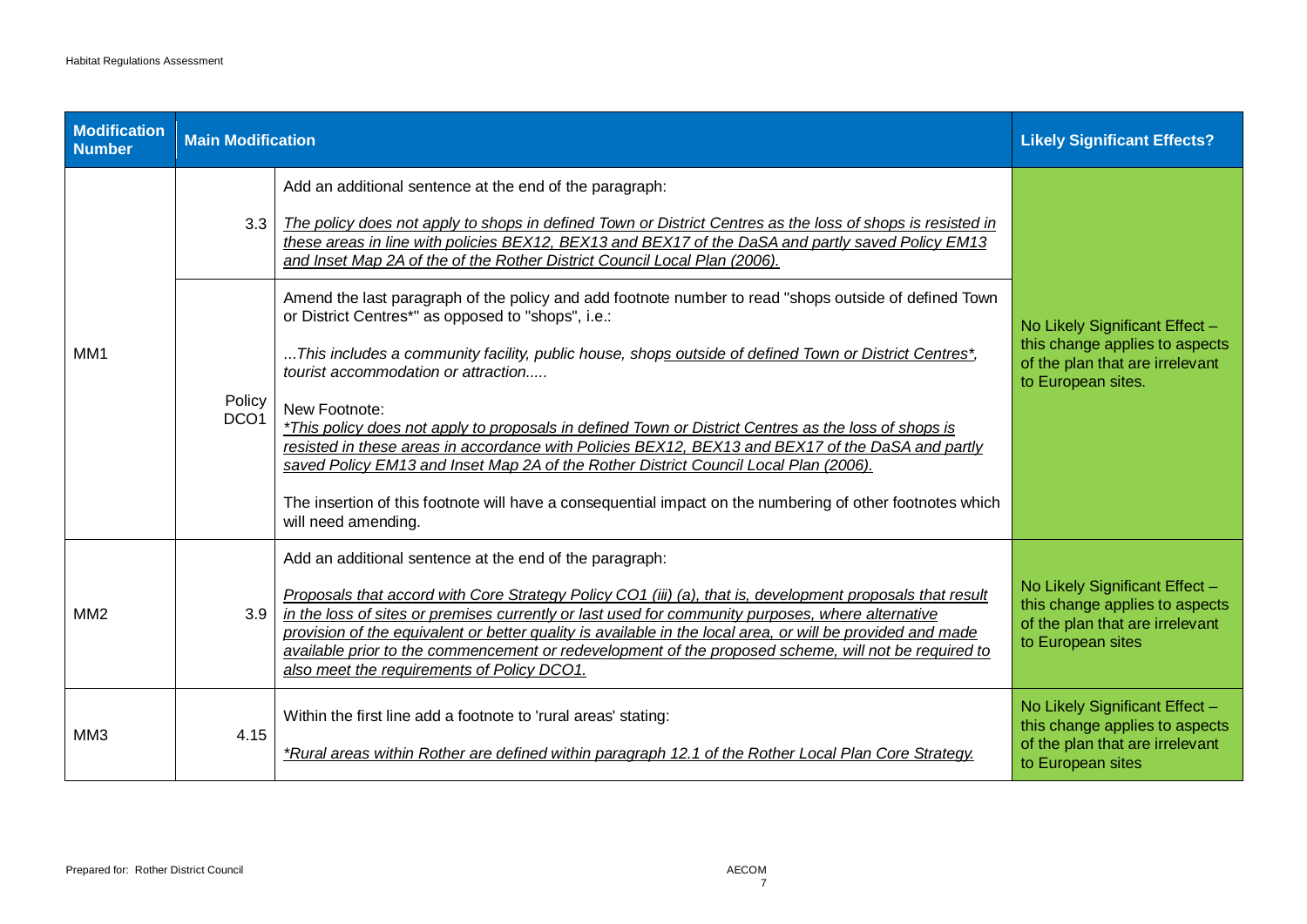| Modification Number | Main Modification | | Likely Significant Effects? |
|---|---|---|---|
| MM1 | 3.3 | Add an additional sentence at the end of the paragraph:<br><br>*The policy does not apply to shops in defined Town or District Centres as the loss of shops is resisted in these areas in line with policies BEX12, BEX13 and BEX17 of the DaSA and partly saved Policy EM13 and Inset Map 2A of the of the Rother District Council Local Plan (2006).* | No Likely Significant Effect – this change applies to aspects of the plan that are irrelevant to European sites. |
| | Policy DCO1 | Amend the last paragraph of the policy and add footnote number to read "shops outside of defined Town or District Centres*" as opposed to "shops", i.e.:<br><br>*...This includes a community facility, public house, shops outside of defined Town or District Centres*, tourist accommodation or attraction.....*<br><br>New Footnote:<br>*\*This policy does not apply to proposals in defined Town or District Centres as the loss of shops is resisted in these areas in accordance with Policies BEX12, BEX13 and BEX17 of the DaSA and partly saved Policy EM13 and Inset Map 2A of the Rother District Council Local Plan (2006).*<br><br>The insertion of this footnote will have a consequential impact on the numbering of other footnotes which will need amending. | |
| MM2 | 3.9 | Add an additional sentence at the end of the paragraph:<br><br>*Proposals that accord with Core Strategy Policy CO1 (iii) (a), that is, development proposals that result in the loss of sites or premises currently or last used for community purposes, where alternative provision of the equivalent or better quality is available in the local area, or will be provided and made available prior to the commencement or redevelopment of the proposed scheme, will not be required to also meet the requirements of Policy DCO1.* | No Likely Significant Effect – this change applies to aspects of the plan that are irrelevant to European sites |
| MM3 | 4.15 | Within the first line add a footnote to 'rural areas' stating:<br><br>*\*Rural areas within Rother are defined within paragraph 12.1 of the Rother Local Plan Core Strategy.* | No Likely Significant Effect – this change applies to aspects of the plan that are irrelevant to European sites |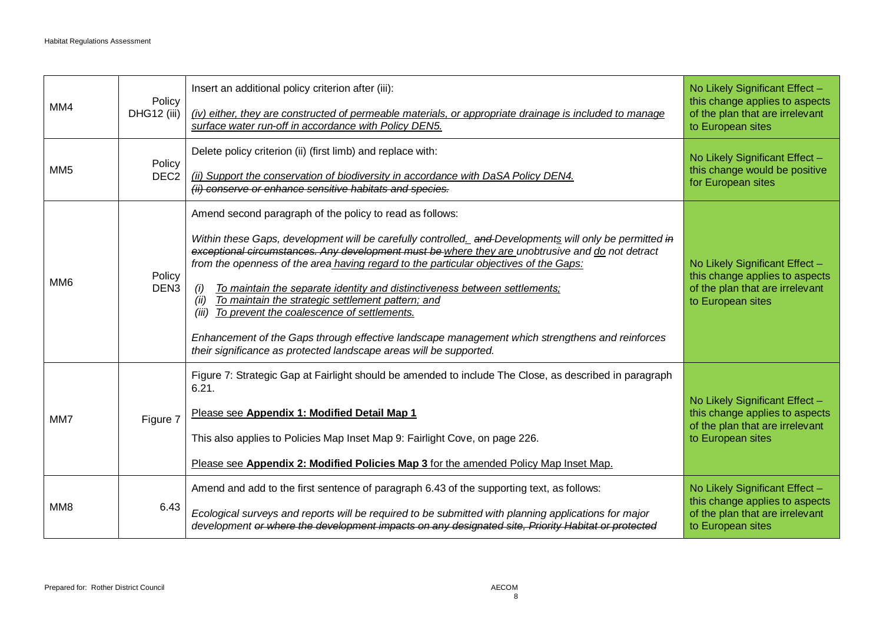| MM4 | Policy DHG12 (iii) | Insert an additional policy criterion after (iii):<br><br>*<u>(iv) either, they are constructed of permeable materials, or appropriate drainage is included to manage surface water run-off in accordance with Policy DEN5.</u>* | No Likely Significant Effect – this change applies to aspects of the plan that are irrelevant to European sites |
|---|---|---|---|
| MM5 | Policy DEC2 | Delete policy criterion (ii) (first limb) and replace with:<br><br>*<u>(ii) Support the conservation of biodiversity in accordance with DaSA Policy DEN4.</u>*<br>*~~(ii) conserve or enhance sensitive habitats and species.~~* | No Likely Significant Effect – this change would be positive for European sites |
| MM6 | Policy DEN3 | Amend second paragraph of the policy to read as follows:<br><br>*Within these Gaps, development will be carefully controlled<u>.</u> ~~and~~ Development<u>s</u> will only be permitted ~~in exceptional circumstances. Any development must be~~ <u>where they are</u> unobtrusive and <u>do</u> not detract from the openness of the area <u>having regard to the particular objectives of the Gaps:</u>*<br><br>*(i) <u>To maintain the separate identity and distinctiveness between settlements;</u>*<br>*(ii) <u>To maintain the strategic settlement pattern; and</u>*<br>*(iii) <u>To prevent the coalescence of settlements.</u>*<br><br>*Enhancement of the Gaps through effective landscape management which strengthens and reinforces their significance as protected landscape areas will be supported.* | No Likely Significant Effect – this change applies to aspects of the plan that are irrelevant to European sites |
| MM7 | Figure 7 | Figure 7: Strategic Gap at Fairlight should be amended to include The Close, as described in paragraph 6.21.<br><br><u>Please see **Appendix 1: Modified Detail Map 1**</u><br><br>This also applies to Policies Map Inset Map 9: Fairlight Cove, on page 226.<br><br><u>Please see **Appendix 2: Modified Policies Map 3** for the amended Policy Map Inset Map.</u> | No Likely Significant Effect – this change applies to aspects of the plan that are irrelevant to European sites |
| MM8 | 6.43 | Amend and add to the first sentence of paragraph 6.43 of the supporting text, as follows:<br><br>*Ecological surveys and reports will be required to be submitted with planning applications for major development ~~or where the development impacts on any designated site, Priority Habitat or protected~~* | No Likely Significant Effect – this change applies to aspects of the plan that are irrelevant to European sites |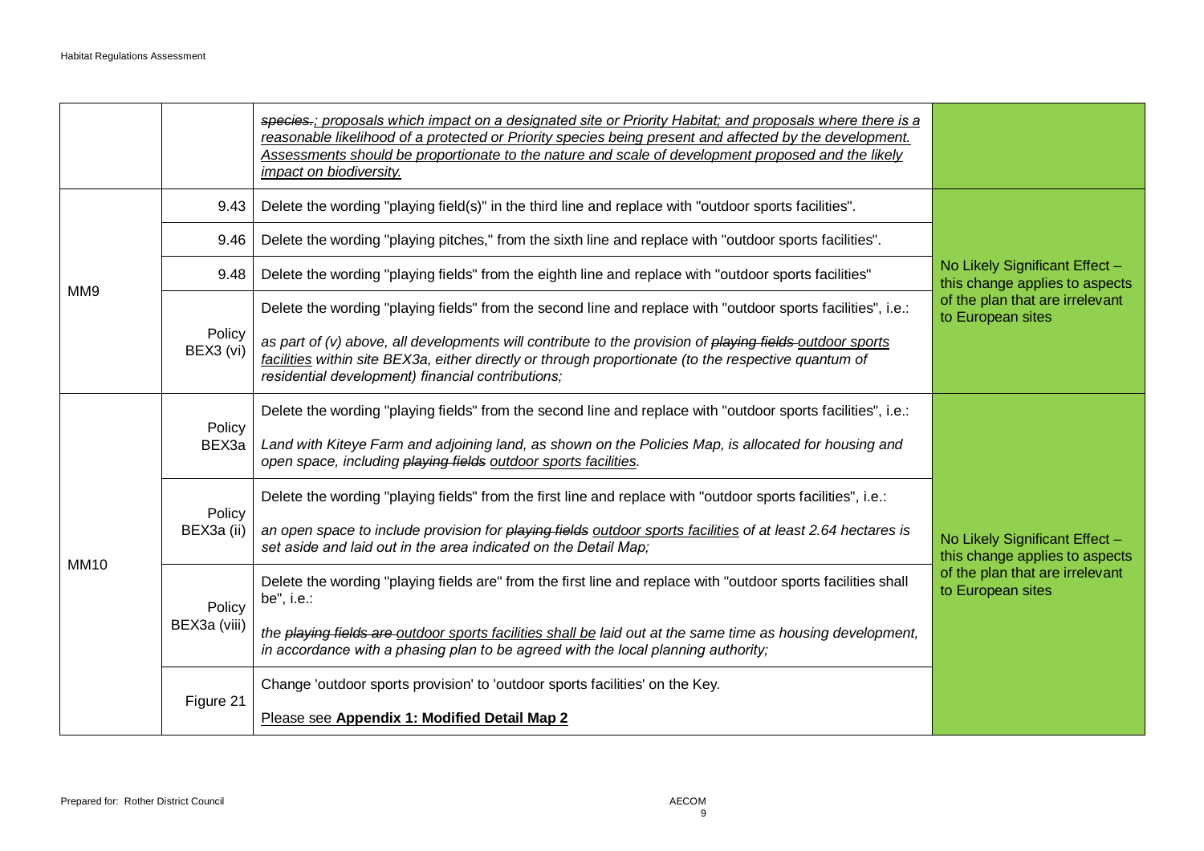| | | | |
|---|---|---|---|
| | | ~~species.~~; proposals which impact on a designated site or Priority Habitat; and proposals where there is a reasonable likelihood of a protected or Priority species being present and affected by the development. Assessments should be proportionate to the nature and scale of development proposed and the likely impact on biodiversity. | |
| MM9 | 9.43 | Delete the wording "playing field(s)" in the third line and replace with "outdoor sports facilities". | No Likely Significant Effect – this change applies to aspects of the plan that are irrelevant to European sites |
| | 9.46 | Delete the wording "playing pitches," from the sixth line and replace with "outdoor sports facilities". | |
| | 9.48 | Delete the wording "playing fields" from the eighth line and replace with "outdoor sports facilities" | |
| | Policy BEX3 (vi) | Delete the wording "playing fields" from the second line and replace with "outdoor sports facilities", i.e.: *as part of (v) above, all developments will contribute to the provision of ~~playing fields~~ outdoor sports facilities within site BEX3a, either directly or through proportionate (to the respective quantum of residential development) financial contributions;* | |
| MM10 | Policy BEX3a | Delete the wording "playing fields" from the second line and replace with "outdoor sports facilities", i.e.: *Land with Kiteye Farm and adjoining land, as shown on the Policies Map, is allocated for housing and open space, including ~~playing fields~~ outdoor sports facilities.* | No Likely Significant Effect – this change applies to aspects of the plan that are irrelevant to European sites |
| | Policy BEX3a (ii) | Delete the wording "playing fields" from the first line and replace with "outdoor sports facilities", i.e.: *an open space to include provision for ~~playing fields~~ outdoor sports facilities of at least 2.64 hectares is set aside and laid out in the area indicated on the Detail Map;* | |
| | Policy BEX3a (viii) | Delete the wording "playing fields are" from the first line and replace with "outdoor sports facilities shall be", i.e.: *the ~~playing fields are~~ outdoor sports facilities shall be laid out at the same time as housing development, in accordance with a phasing plan to be agreed with the local planning authority;* | |
| | Figure 21 | Change 'outdoor sports provision' to 'outdoor sports facilities' on the Key. Please see **Appendix 1: Modified Detail Map 2** | |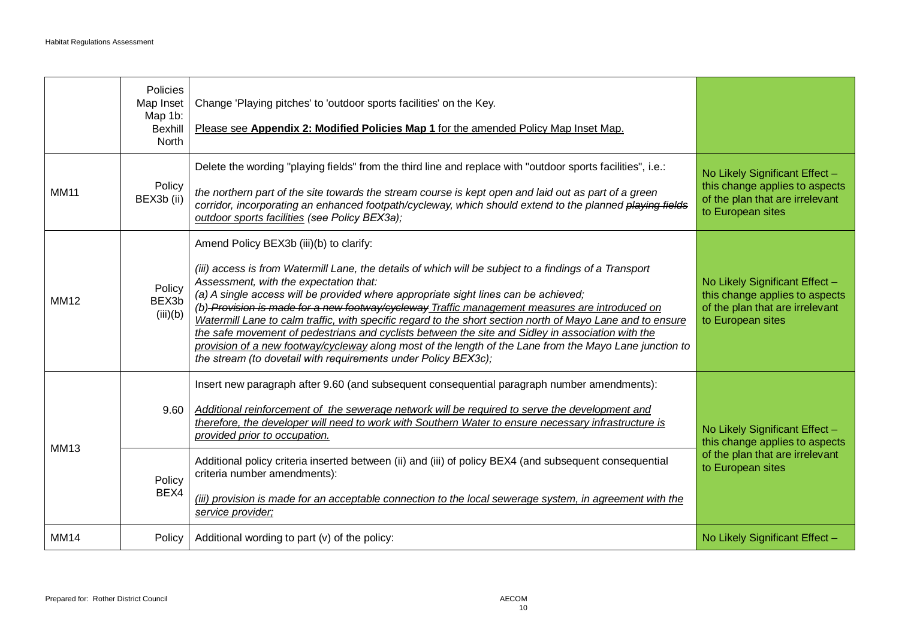| | | | |
|---|---|---|---|
| | Policies Map Inset Map 1b: Bexhill North | Change 'Playing pitches' to 'outdoor sports facilities' on the Key.<br><br><u>Please see **Appendix 2: Modified Policies Map 1** for the amended Policy Map Inset Map.</u> | |
| MM11 | Policy BEX3b (ii) | Delete the wording "playing fields" from the third line and replace with "outdoor sports facilities", i.e.:<br><br>*the northern part of the site towards the stream course is kept open and laid out as part of a green corridor, incorporating an enhanced footpath/cycleway, which should extend to the planned ~~playing fields~~ <u>outdoor sports facilities</u> (see Policy BEX3a);* | No Likely Significant Effect – this change applies to aspects of the plan that are irrelevant to European sites |
| MM12 | Policy BEX3b (iii)(b) | Amend Policy BEX3b (iii)(b) to clarify:<br><br>*(iii) access is from Watermill Lane, the details of which will be subject to a findings of a Transport Assessment, with the expectation that:*<br>*(a) A single access will be provided where appropriate sight lines can be achieved;*<br>*(b) ~~Provision is made for a new footway/cycleway~~ <u>Traffic management measures are introduced on Watermill Lane to calm traffic, with specific regard to the short section north of Mayo Lane and to ensure the safe movement of pedestrians and cyclists between the site and Sidley in association with the provision of a new footway/cycleway</u> along most of the length of the Lane from the Mayo Lane junction to the stream (to dovetail with requirements under Policy BEX3c);* | No Likely Significant Effect – this change applies to aspects of the plan that are irrelevant to European sites |
| MM13 | 9.60 | Insert new paragraph after 9.60 (and subsequent consequential paragraph number amendments):<br><br>*<u>Additional reinforcement of the sewerage network will be required to serve the development and therefore, the developer will need to work with Southern Water to ensure necessary infrastructure is provided prior to occupation.</u>* | No Likely Significant Effect – this change applies to aspects of the plan that are irrelevant to European sites |
| | Policy BEX4 | Additional policy criteria inserted between (ii) and (iii) of policy BEX4 (and subsequent consequential criteria number amendments):<br><br>*<u>(iii) provision is made for an acceptable connection to the local sewerage system, in agreement with the service provider;</u>* | |
| MM14 | Policy | Additional wording to part (v) of the policy: | No Likely Significant Effect – |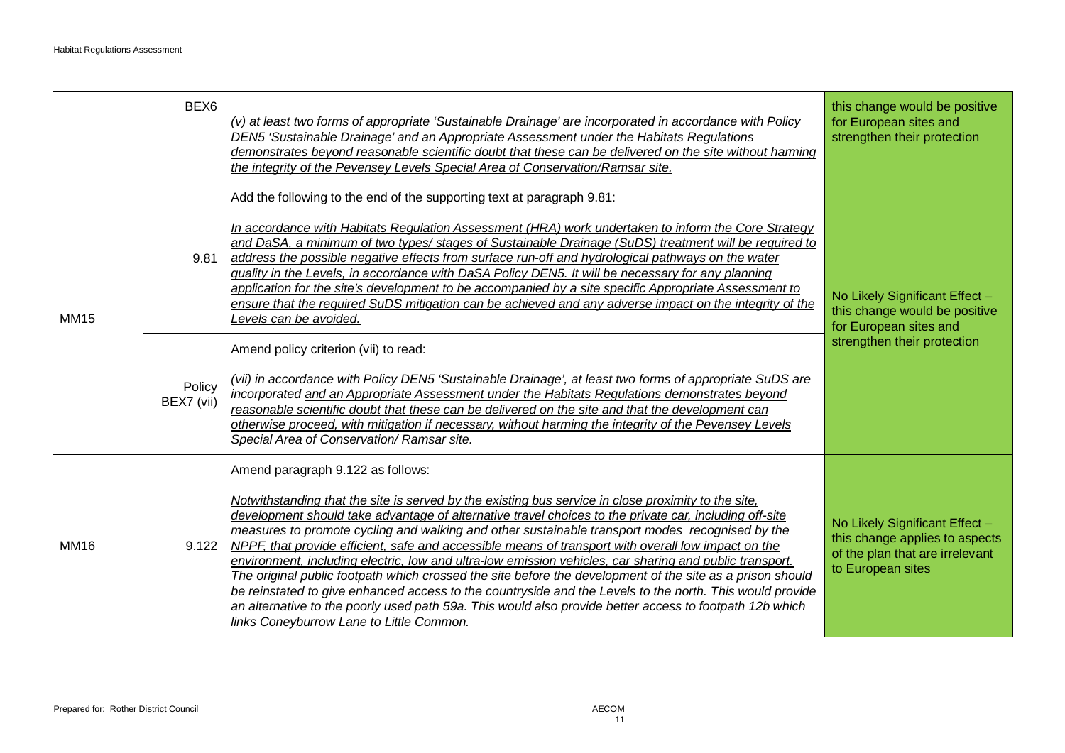| | | | |
|---|---|---|---|
| | BEX6 | *(v) at least two forms of appropriate 'Sustainable Drainage' are incorporated in accordance with Policy DEN5 'Sustainable Drainage' <u>and an Appropriate Assessment under the Habitats Regulations demonstrates beyond reasonable scientific doubt that these can be delivered on the site without harming the integrity of the Pevensey Levels Special Area of Conservation/Ramsar site.</u>* | this change would be positive for European sites and strengthen their protection |
| MM15 | 9.81 | Add the following to the end of the supporting text at paragraph 9.81:<br><br>*<u>In accordance with Habitats Regulation Assessment (HRA) work undertaken to inform the Core Strategy and DaSA, a minimum of two types/ stages of Sustainable Drainage (SuDS) treatment will be required to address the possible negative effects from surface run-off and hydrological pathways on the water quality in the Levels, in accordance with DaSA Policy DEN5. It will be necessary for any planning application for the site's development to be accompanied by a site specific Appropriate Assessment to ensure that the required SuDS mitigation can be achieved and any adverse impact on the integrity of the Levels can be avoided.</u>* | No Likely Significant Effect – this change would be positive for European sites and strengthen their protection |
| | Policy BEX7 (vii) | Amend policy criterion (vii) to read:<br><br>*(vii) in accordance with Policy DEN5 'Sustainable Drainage', at least two forms of appropriate SuDS are incorporated <u>and an Appropriate Assessment under the Habitats Regulations demonstrates beyond reasonable scientific doubt that these can be delivered on the site and that the development can otherwise proceed, with mitigation if necessary, without harming the integrity of the Pevensey Levels Special Area of Conservation/ Ramsar site.</u>* | |
| MM16 | 9.122 | Amend paragraph 9.122 as follows:<br><br>*<u>Notwithstanding that the site is served by the existing bus service in close proximity to the site, development should take advantage of alternative travel choices to the private car, including off-site measures to promote cycling and walking and other sustainable transport modes recognised by the NPPF, that provide efficient, safe and accessible means of transport with overall low impact on the environment, including electric, low and ultra-low emission vehicles, car sharing and public transport.</u> The original public footpath which crossed the site before the development of the site as a prison should be reinstated to give enhanced access to the countryside and the Levels to the north. This would provide an alternative to the poorly used path 59a. This would also provide better access to footpath 12b which links Coneyburrow Lane to Little Common.* | No Likely Significant Effect – this change applies to aspects of the plan that are irrelevant to European sites |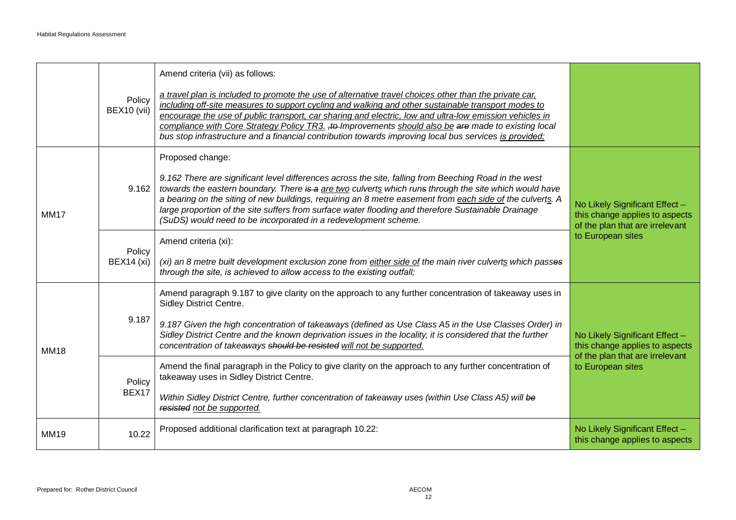| | | | |
|---|---|---|---|
| | Policy BEX10 (vii) | Amend criteria (vii) as follows:<br><br>*a travel plan is included to promote the use of alternative travel choices other than the private car, including off-site measures to support cycling and walking and other sustainable transport modes to encourage the use of public transport, car sharing and electric, low and ultra-low emission vehicles in compliance with Core Strategy Policy TR3. ~~, to~~ Improvements should also be ~~are~~ made to existing local bus stop infrastructure and a financial contribution towards improving local bus services is provided;* | |
| MM17 | 9.162 | Proposed change:<br><br>*9.162 There are significant level differences across the site, falling from Beeching Road in the west towards the eastern boundary. There ~~is a~~ are two culverts which run~~s~~ through the site which would have a bearing on the siting of new buildings, requiring an 8 metre easement from each side of the culverts. A large proportion of the site suffers from surface water flooding and therefore Sustainable Drainage (SuDS) would need to be incorporated in a redevelopment scheme.* | No Likely Significant Effect – this change applies to aspects of the plan that are irrelevant to European sites |
| | Policy BEX14 (xi) | Amend criteria (xi):<br><br>*(xi) an 8 metre built development exclusion zone from either side of the main river culverts which pass~~es~~ through the site, is achieved to allow access to the existing outfall;* | |
| MM18 | 9.187 | Amend paragraph 9.187 to give clarity on the approach to any further concentration of takeaway uses in Sidley District Centre.<br><br>*9.187 Given the high concentration of takeaways (defined as Use Class A5 in the Use Classes Order) in Sidley District Centre and the known deprivation issues in the locality, it is considered that the further concentration of takeaways ~~should be resisted~~ will not be supported.* | No Likely Significant Effect – this change applies to aspects of the plan that are irrelevant to European sites |
| | Policy BEX17 | Amend the final paragraph in the Policy to give clarity on the approach to any further concentration of takeaway uses in Sidley District Centre.<br><br>*Within Sidley District Centre, further concentration of takeaway uses (within Use Class A5) will ~~be resisted~~ not be supported.* | |
| MM19 | 10.22 | Proposed additional clarification text at paragraph 10.22: | No Likely Significant Effect – this change applies to aspects |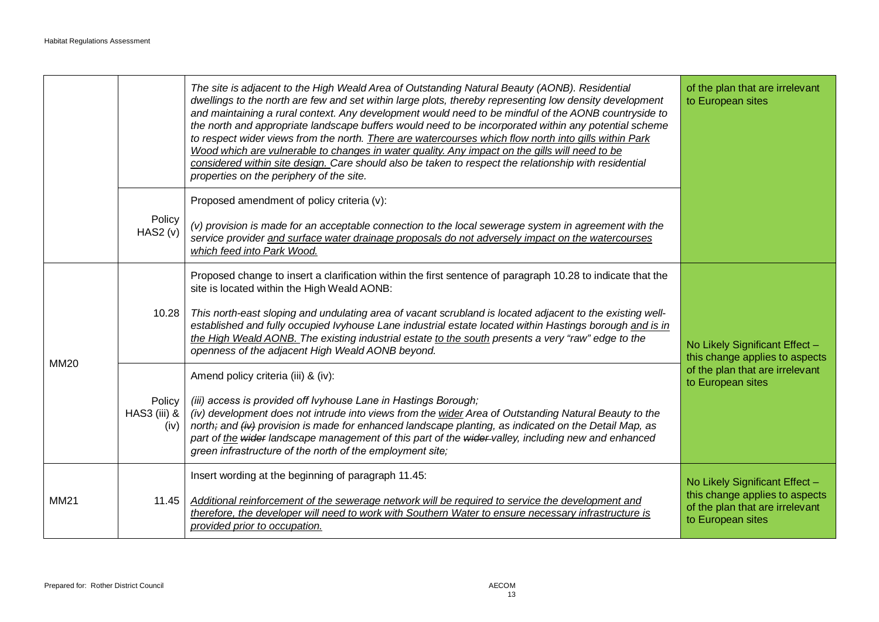| | | | |
|---|---|---|---|
| | | *The site is adjacent to the High Weald Area of Outstanding Natural Beauty (AONB). Residential dwellings to the north are few and set within large plots, thereby representing low density development and maintaining a rural context. Any development would need to be mindful of the AONB countryside to the north and appropriate landscape buffers would need to be incorporated within any potential scheme to respect wider views from the north. <u>There are watercourses which flow north into gills within Park Wood which are vulnerable to changes in water quality. Any impact on the gills will need to be considered within site design.</u> Care should also be taken to respect the relationship with residential properties on the periphery of the site.* | of the plan that are irrelevant to European sites |
| | Policy HAS2 (v) | Proposed amendment of policy criteria (v):<br><br>*(v) provision is made for an acceptable connection to the local sewerage system in agreement with the service provider <u>and surface water drainage proposals do not adversely impact on the watercourses which feed into Park Wood.</u>* | |
| MM20 | 10.28 | Proposed change to insert a clarification within the first sentence of paragraph 10.28 to indicate that the site is located within the High Weald AONB:<br><br>*This north-east sloping and undulating area of vacant scrubland is located adjacent to the existing well-established and fully occupied Ivyhouse Lane industrial estate located within Hastings borough <u>and is in the High Weald AONB.</u> The existing industrial estate <u>to the south</u> presents a very "raw" edge to the openness of the adjacent High Weald AONB beyond.* | No Likely Significant Effect – this change applies to aspects of the plan that are irrelevant to European sites |
| | Policy HAS3 (iii) & (iv) | Amend policy criteria (iii) & (iv):<br><br>*(iii) access is provided off Ivyhouse Lane in Hastings Borough;*<br>*(iv) development does not intrude into views from the <u>wider</u> Area of Outstanding Natural Beauty to the north~~;~~ and ~~(iv)~~ provision is made for enhanced landscape planting, as indicated on the Detail Map, as part of <u>the</u> ~~wider~~ landscape management of this part of the ~~wider~~ valley, including new and enhanced green infrastructure of the north of the employment site;* | |
| MM21 | 11.45 | Insert wording at the beginning of paragraph 11.45:<br><br>*<u>Additional reinforcement of the sewerage network will be required to service the development and therefore, the developer will need to work with Southern Water to ensure necessary infrastructure is provided prior to occupation.</u>* | No Likely Significant Effect – this change applies to aspects of the plan that are irrelevant to European sites |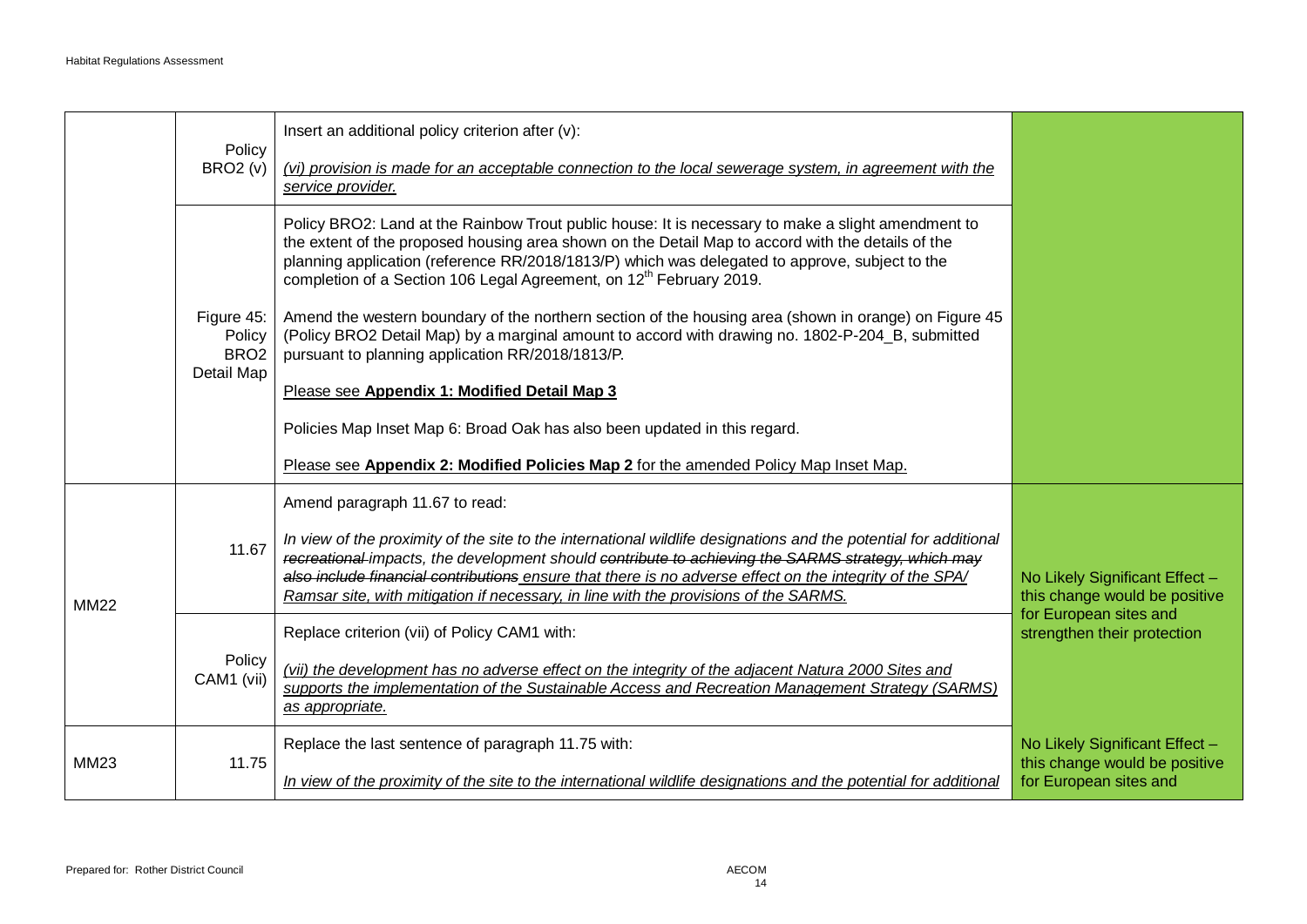| | | | |
|---|---|---|---|
| | Policy BRO2 (v) | Insert an additional policy criterion after (v):<br><br>*<u>(vi) provision is made for an acceptable connection to the local sewerage system, in agreement with the service provider.</u>* | |
| | Figure 45: Policy BRO2 Detail Map | Policy BRO2: Land at the Rainbow Trout public house: It is necessary to make a slight amendment to the extent of the proposed housing area shown on the Detail Map to accord with the details of the planning application (reference RR/2018/1813/P) which was delegated to approve, subject to the completion of a Section 106 Legal Agreement, on 12th February 2019.<br><br>Amend the western boundary of the northern section of the housing area (shown in orange) on Figure 45 (Policy BRO2 Detail Map) by a marginal amount to accord with drawing no. 1802-P-204_B, submitted pursuant to planning application RR/2018/1813/P.<br><br><u>Please see **Appendix 1: Modified Detail Map 3**</u><br><br>Policies Map Inset Map 6: Broad Oak has also been updated in this regard.<br><br><u>Please see **Appendix 2: Modified Policies Map 2** for the amended Policy Map Inset Map.</u> | |
| MM22 | 11.67 | Amend paragraph 11.67 to read:<br><br>*In view of the proximity of the site to the international wildlife designations and the potential for additional ~~recreational~~ impacts, the development should ~~contribute to achieving the SARMS strategy, which may also include financial contributions~~ <u>ensure that there is no adverse effect on the integrity of the SPA/ Ramsar site, with mitigation if necessary, in line with the provisions of the SARMS.</u>* | No Likely Significant Effect – this change would be positive for European sites and strengthen their protection |
| | Policy CAM1 (vii) | Replace criterion (vii) of Policy CAM1 with:<br><br>*<u>(vii) the development has no adverse effect on the integrity of the adjacent Natura 2000 Sites and supports the implementation of the Sustainable Access and Recreation Management Strategy (SARMS) as appropriate.</u>* | |
| MM23 | 11.75 | Replace the last sentence of paragraph 11.75 with:<br><br>*<u>In view of the proximity of the site to the international wildlife designations and the potential for additional</u>* | No Likely Significant Effect – this change would be positive for European sites and |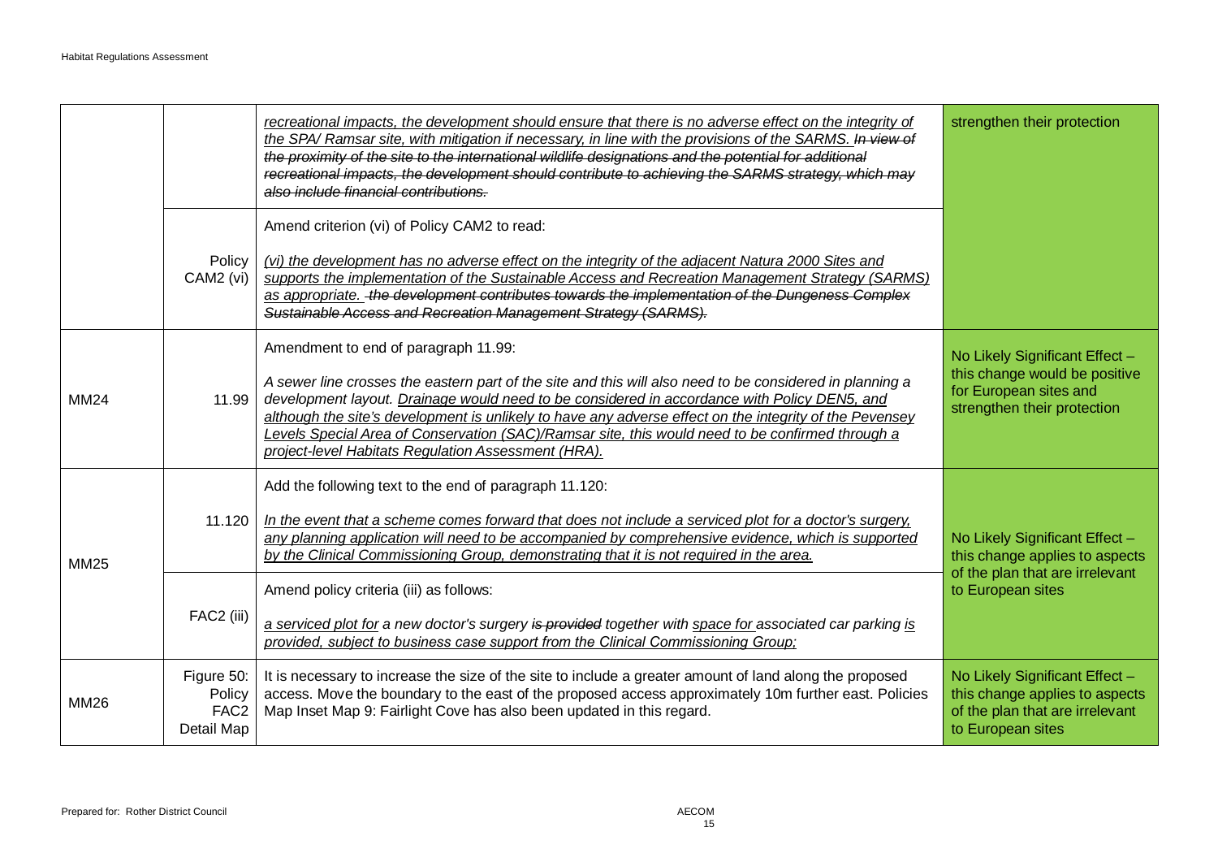| | | | |
|---|---|---|---|
| | | *recreational impacts, the development should ensure that there is no adverse effect on the integrity of the SPA/ Ramsar site, with mitigation if necessary, in line with the provisions of the SARMS.* ~~*In view of the proximity of the site to the international wildlife designations and the potential for additional recreational impacts, the development should contribute to achieving the SARMS strategy, which may also include financial contributions.*~~ | strengthen their protection |
| | Policy CAM2 (vi) | Amend criterion (vi) of Policy CAM2 to read:<br><br>*(vi) the development has no adverse effect on the integrity of the adjacent Natura 2000 Sites and supports the implementation of the Sustainable Access and Recreation Management Strategy (SARMS) as appropriate.* ~~*the development contributes towards the implementation of the Dungeness Complex Sustainable Access and Recreation Management Strategy (SARMS).*~~ | |
| MM24 | 11.99 | Amendment to end of paragraph 11.99:<br><br>*A sewer line crosses the eastern part of the site and this will also need to be considered in planning a development layout. Drainage would need to be considered in accordance with Policy DEN5, and although the site's development is unlikely to have any adverse effect on the integrity of the Pevensey Levels Special Area of Conservation (SAC)/Ramsar site, this would need to be confirmed through a project-level Habitats Regulation Assessment (HRA).* | No Likely Significant Effect – this change would be positive for European sites and strengthen their protection |
| MM25 | 11.120 | Add the following text to the end of paragraph 11.120:<br><br>*In the event that a scheme comes forward that does not include a serviced plot for a doctor's surgery, any planning application will need to be accompanied by comprehensive evidence, which is supported by the Clinical Commissioning Group, demonstrating that it is not required in the area.* | No Likely Significant Effect – this change applies to aspects of the plan that are irrelevant to European sites |
| | FAC2 (iii) | Amend policy criteria (iii) as follows:<br><br>*a serviced plot for a new doctor's surgery* ~~*is provided*~~ *together with space for associated car parking is provided, subject to business case support from the Clinical Commissioning Group;* | |
| MM26 | Figure 50: Policy FAC2 Detail Map | It is necessary to increase the size of the site to include a greater amount of land along the proposed access. Move the boundary to the east of the proposed access approximately 10m further east. Policies Map Inset Map 9: Fairlight Cove has also been updated in this regard. | No Likely Significant Effect – this change applies to aspects of the plan that are irrelevant to European sites |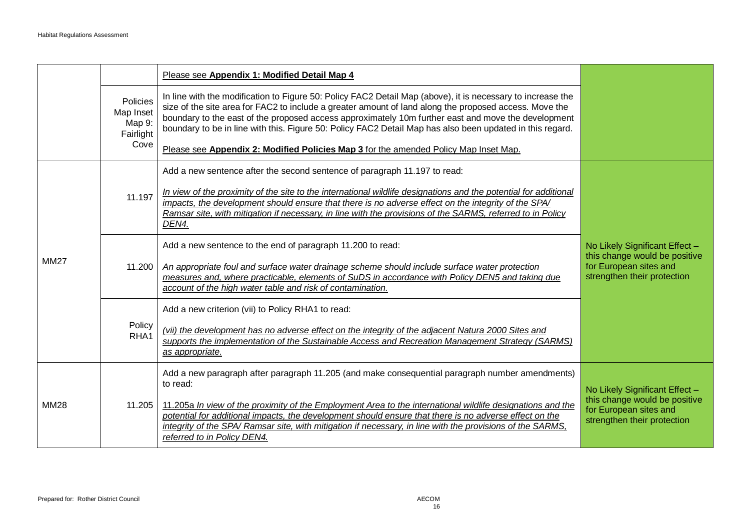| | | | |
|---|---|---|---|
| | | Please see **Appendix 1: Modified Detail Map 4** | |
| | Policies Map Inset Map 9: Fairlight Cove | In line with the modification to Figure 50: Policy FAC2 Detail Map (above), it is necessary to increase the size of the site area for FAC2 to include a greater amount of land along the proposed access. Move the boundary to the east of the proposed access approximately 10m further east and move the development boundary to be in line with this. Figure 50: Policy FAC2 Detail Map has also been updated in this regard.<br><br>Please see **Appendix 2: Modified Policies Map 3** for the amended Policy Map Inset Map. | |
| MM27 | 11.197 | Add a new sentence after the second sentence of paragraph 11.197 to read:<br><br>*In view of the proximity of the site to the international wildlife designations and the potential for additional impacts, the development should ensure that there is no adverse effect on the integrity of the SPA/ Ramsar site, with mitigation if necessary, in line with the provisions of the SARMS, referred to in Policy DEN4.* | No Likely Significant Effect – this change would be positive for European sites and strengthen their protection |
| | 11.200 | Add a new sentence to the end of paragraph 11.200 to read:<br><br>*An appropriate foul and surface water drainage scheme should include surface water protection measures and, where practicable, elements of SuDS in accordance with Policy DEN5 and taking due account of the high water table and risk of contamination.* | |
| | Policy RHA1 | Add a new criterion (vii) to Policy RHA1 to read:<br><br>*(vii) the development has no adverse effect on the integrity of the adjacent Natura 2000 Sites and supports the implementation of the Sustainable Access and Recreation Management Strategy (SARMS) as appropriate.* | |
| MM28 | 11.205 | Add a new paragraph after paragraph 11.205 (and make consequential paragraph number amendments) to read:<br><br>*11.205a In view of the proximity of the Employment Area to the international wildlife designations and the potential for additional impacts, the development should ensure that there is no adverse effect on the integrity of the SPA/ Ramsar site, with mitigation if necessary, in line with the provisions of the SARMS, referred to in Policy DEN4.* | No Likely Significant Effect – this change would be positive for European sites and strengthen their protection |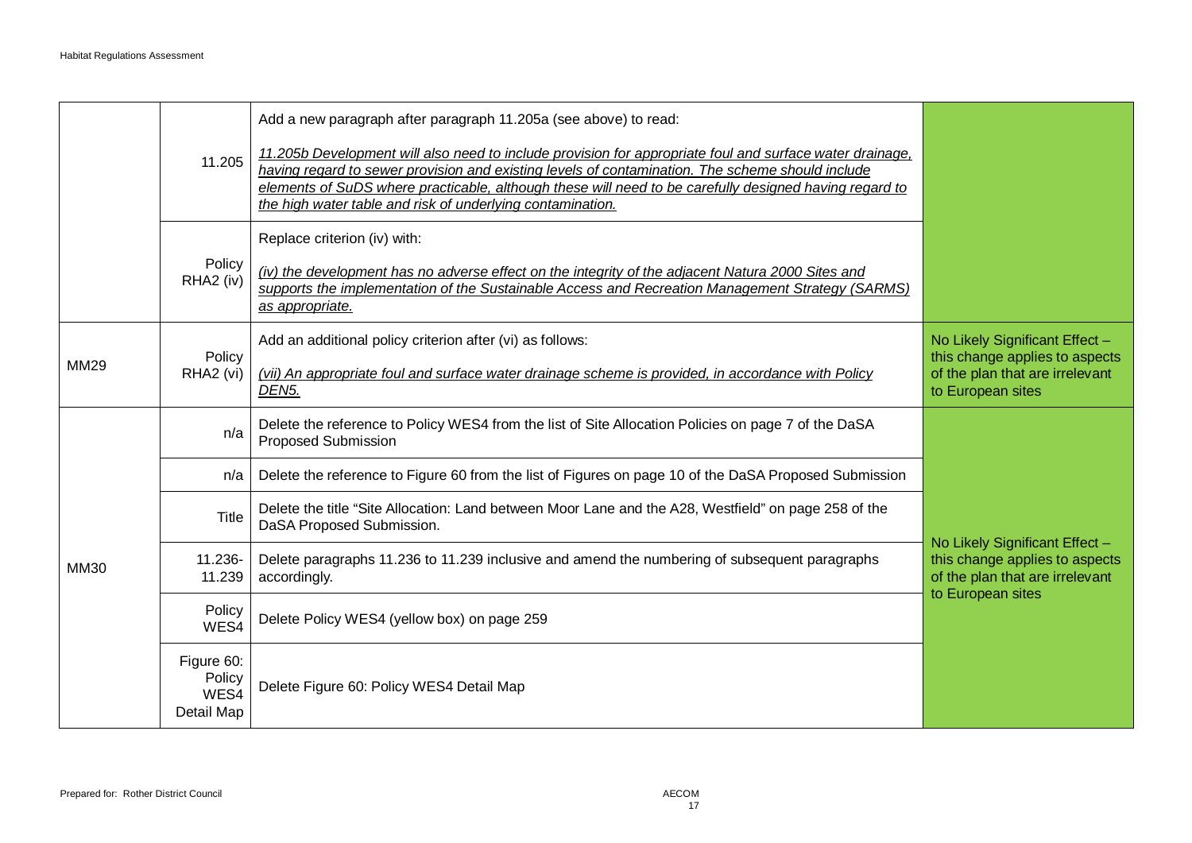| | | | |
|---|---|---|---|
| | 11.205 | Add a new paragraph after paragraph 11.205a (see above) to read:<br><br>_11.205b Development will also need to include provision for appropriate foul and surface water drainage, having regard to sewer provision and existing levels of contamination. The scheme should include elements of SuDS where practicable, although these will need to be carefully designed having regard to the high water table and risk of underlying contamination._ | |
| | Policy RHA2 (iv) | Replace criterion (iv) with:<br><br>_(iv) the development has no adverse effect on the integrity of the adjacent Natura 2000 Sites and supports the implementation of the Sustainable Access and Recreation Management Strategy (SARMS) as appropriate._ | |
| MM29 | Policy RHA2 (vi) | Add an additional policy criterion after (vi) as follows:<br><br>_(vii) An appropriate foul and surface water drainage scheme is provided, in accordance with Policy DEN5._ | No Likely Significant Effect – this change applies to aspects of the plan that are irrelevant to European sites |
| MM30 | n/a | Delete the reference to Policy WES4 from the list of Site Allocation Policies on page 7 of the DaSA Proposed Submission | No Likely Significant Effect – this change applies to aspects of the plan that are irrelevant to European sites |
| | n/a | Delete the reference to Figure 60 from the list of Figures on page 10 of the DaSA Proposed Submission | |
| | Title | Delete the title "Site Allocation: Land between Moor Lane and the A28, Westfield" on page 258 of the DaSA Proposed Submission. | |
| | 11.236-11.239 | Delete paragraphs 11.236 to 11.239 inclusive and amend the numbering of subsequent paragraphs accordingly. | |
| | Policy WES4 | Delete Policy WES4 (yellow box) on page 259 | |
| | Figure 60: Policy WES4 Detail Map | Delete Figure 60: Policy WES4 Detail Map | |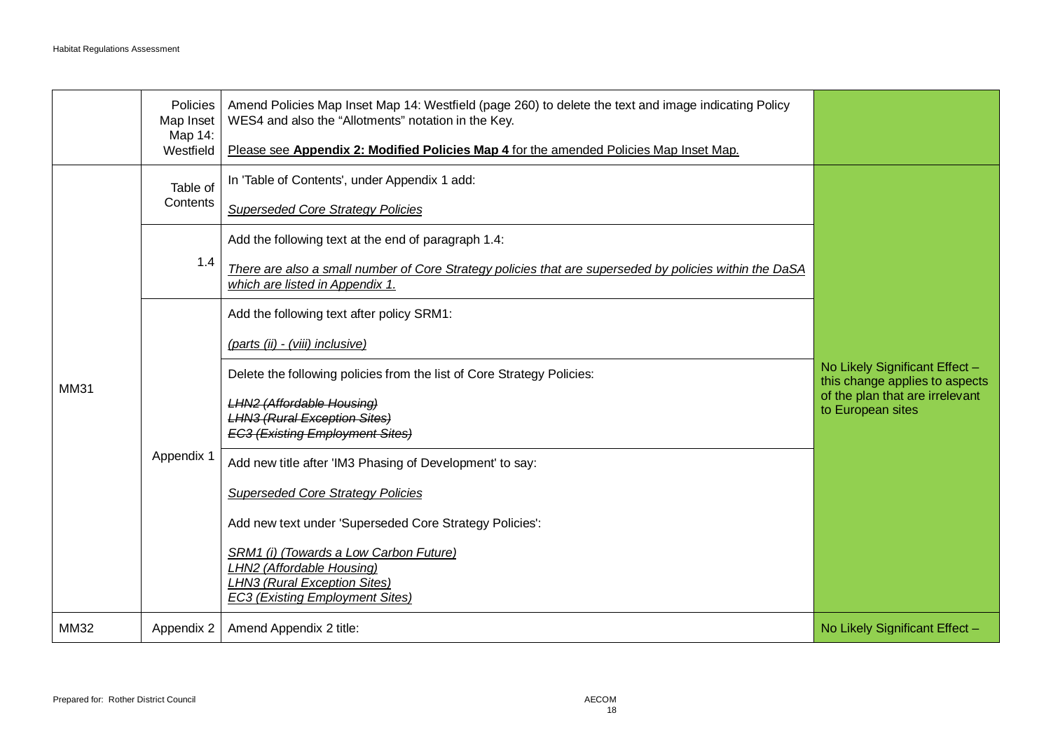| | | | |
|---|---|---|---|
| | Policies Map Inset Map 14: Westfield | Amend Policies Map Inset Map 14: Westfield (page 260) to delete the text and image indicating Policy WES4 and also the "Allotments" notation in the Key.<br><br><u>Please see **Appendix 2: Modified Policies Map 4** for the amended Policies Map Inset Map.</u> | |
| MM31 | Table of Contents | In 'Table of Contents', under Appendix 1 add:<br><br><u>*Superseded Core Strategy Policies*</u> | No Likely Significant Effect – this change applies to aspects of the plan that are irrelevant to European sites |
| | 1.4 | Add the following text at the end of paragraph 1.4:<br><br><u>*There are also a small number of Core Strategy policies that are superseded by policies within the DaSA which are listed in Appendix 1.*</u> | |
| | Appendix 1 | Add the following text after policy SRM1:<br><br><u>*(parts (ii) - (viii) inclusive)*</u> | |
| | | Delete the following policies from the list of Core Strategy Policies:<br><br>~~*LHN2 (Affordable Housing)*~~<br>~~*LHN3 (Rural Exception Sites)*~~<br>~~*EC3 (Existing Employment Sites)*~~ | |
| | | Add new title after 'IM3 Phasing of Development' to say:<br><br><u>*Superseded Core Strategy Policies*</u><br><br>Add new text under 'Superseded Core Strategy Policies':<br><br><u>*SRM1 (i) (Towards a Low Carbon Future)*</u><br><u>*LHN2 (Affordable Housing)*</u><br><u>*LHN3 (Rural Exception Sites)*</u><br><u>*EC3 (Existing Employment Sites)*</u> | |
| MM32 | Appendix 2 | Amend Appendix 2 title: | No Likely Significant Effect – |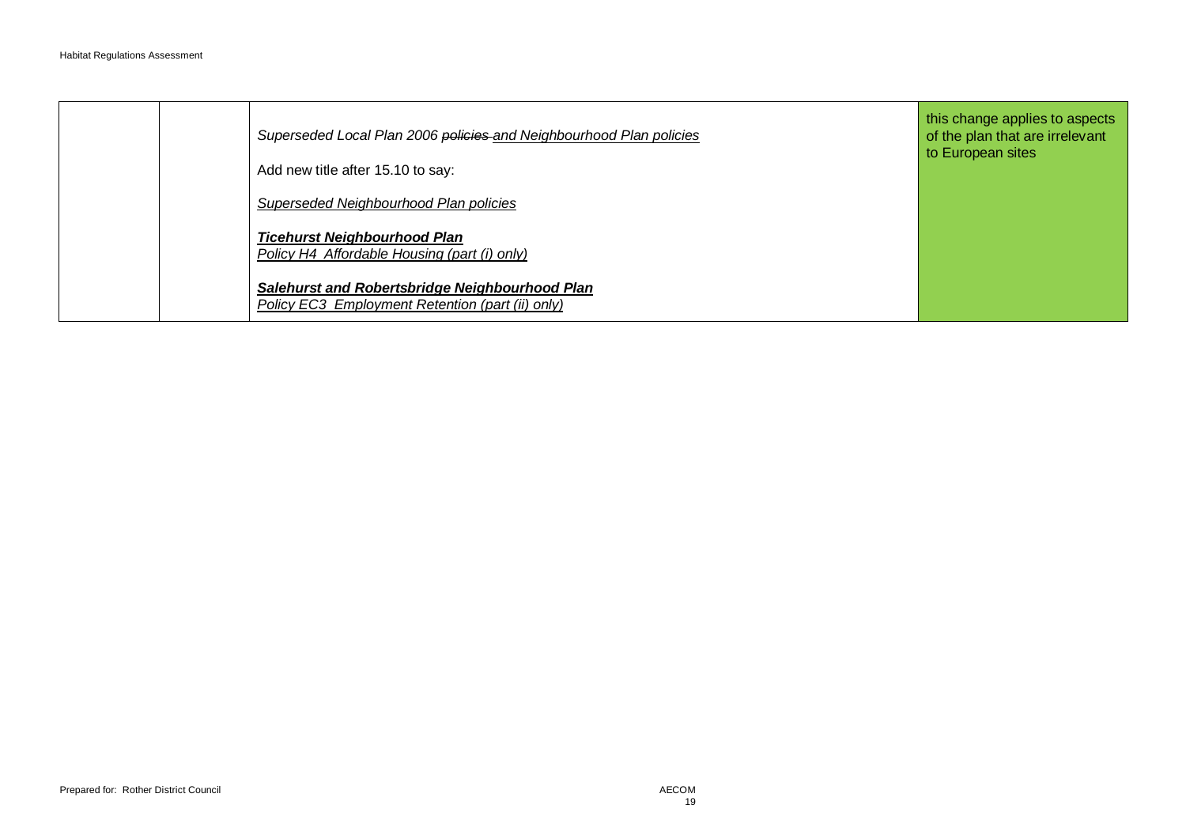| | | | |
|---|---|---|---|
| | | *Superseded Local Plan 2006 ~~policies~~ <u>and Neighbourhood Plan policies</u>*<br><br>Add new title after 15.10 to say:<br><br>*<u>Superseded Neighbourhood Plan policies</u>*<br><br>***<u>Ticehurst Neighbourhood Plan</u>***<br>*<u>Policy H4 Affordable Housing (part (i) only)</u>*<br><br>***<u>Salehurst and Robertsbridge Neighbourhood Plan</u>***<br>*<u>Policy EC3 Employment Retention (part (ii) only)</u>* | this change applies to aspects of the plan that are irrelevant to European sites |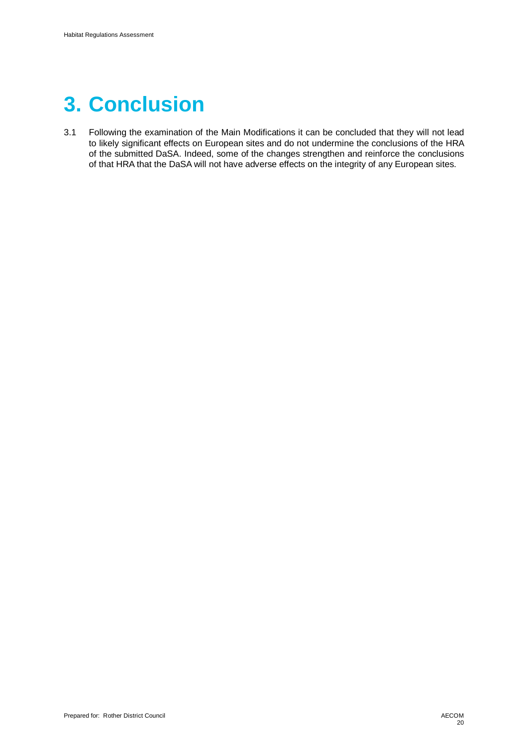# 3. Conclusion

3.1 Following the examination of the Main Modifications it can be concluded that they will not lead to likely significant effects on European sites and do not undermine the conclusions of the HRA of the submitted DaSA. Indeed, some of the changes strengthen and reinforce the conclusions of that HRA that the DaSA will not have adverse effects on the integrity of any European sites.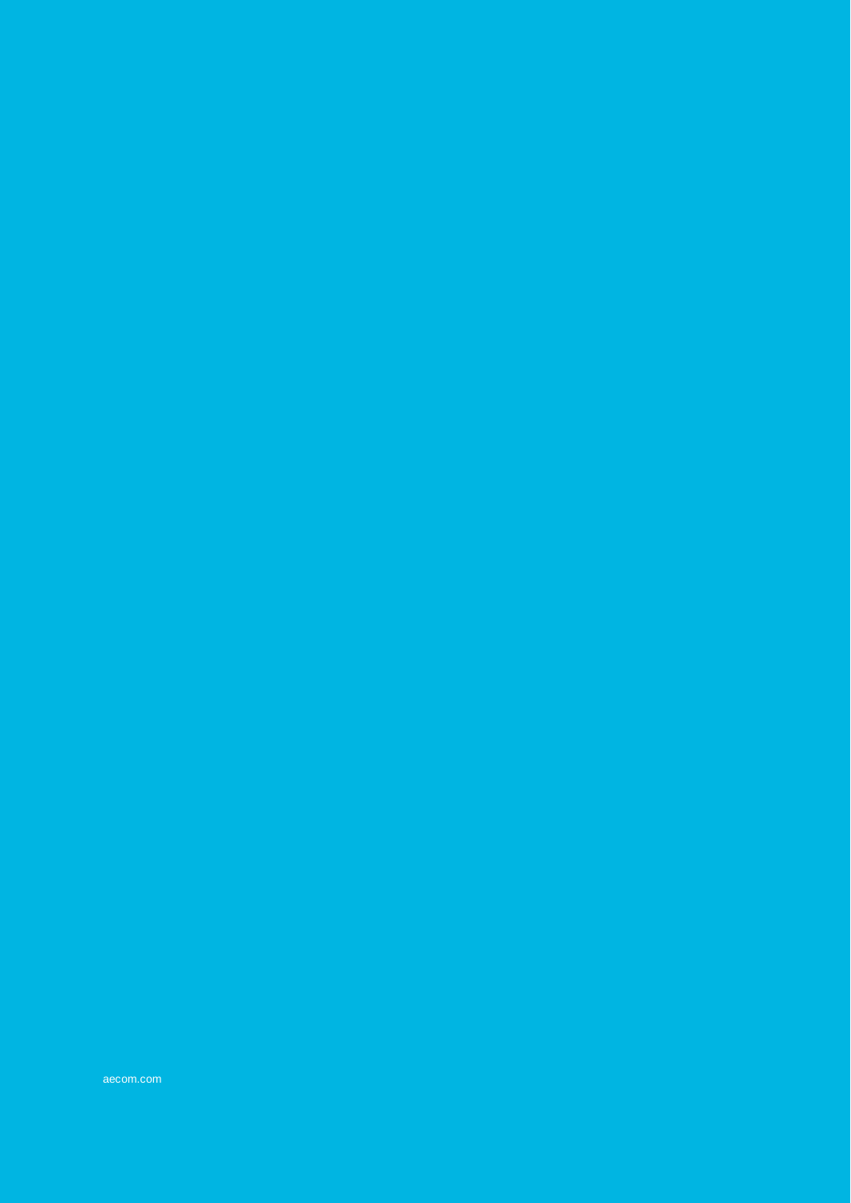aecom.com